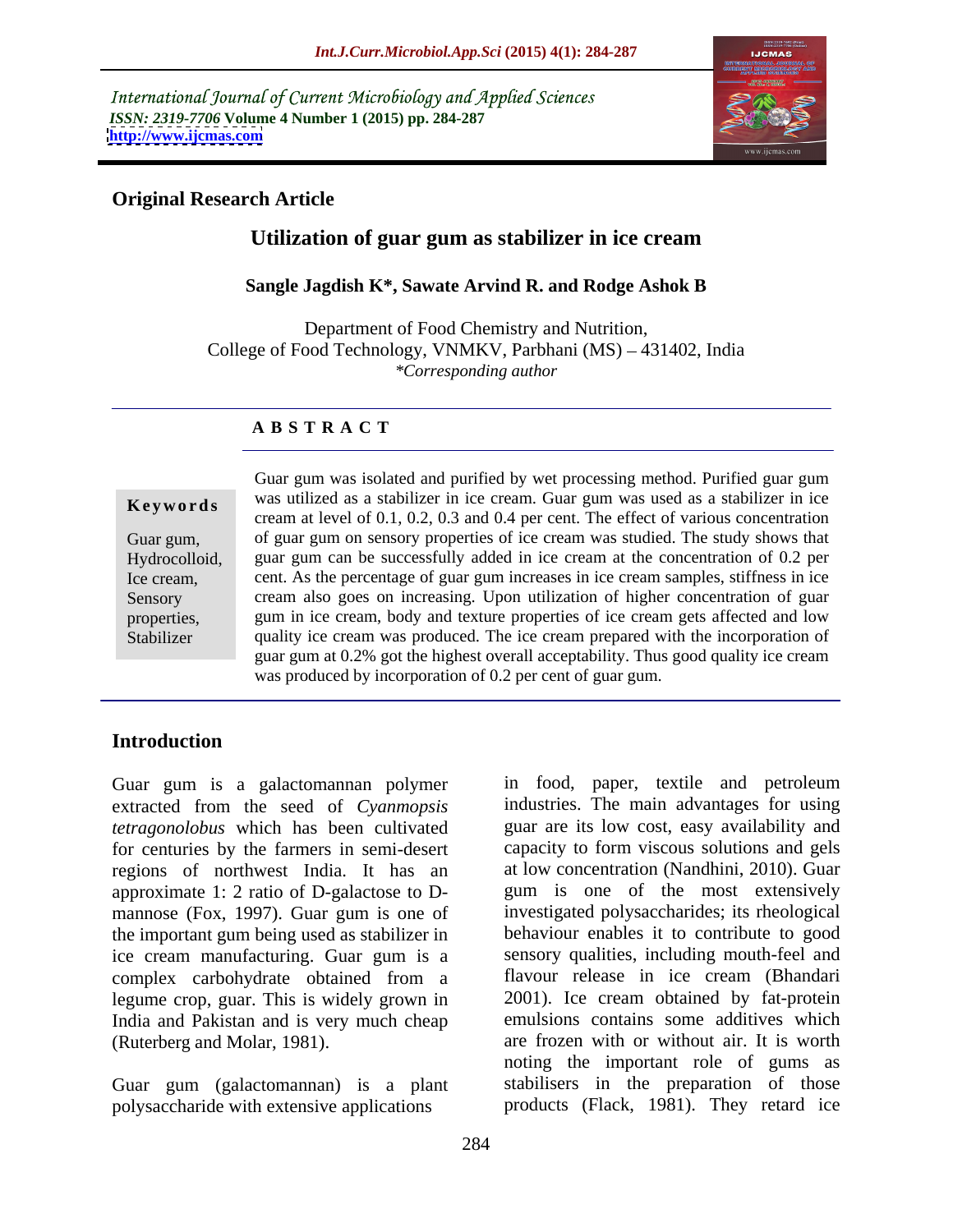International Journal of Current Microbiology and Applied Sciences
*ISSN: 2319-7706* **Volume 4 Number 1 (2015) pp. 284-287**
**http://www.ijcmas.com**

**Original Research Article**

# Utilization of guar gum as stabilizer in ice cream

**Sangle Jagdish K*, Sawate Arvind R. and Rodge Ashok B**

Department of Food Chemistry and Nutrition,
College of Food Technology, VNMKV, Parbhani (MS) – 431402, India
*\*Corresponding author*

## ABSTRACT

**Keywords**

Guar gum, Hydrocolloid, Ice cream, Sensory properties, Stabilizer

Guar gum was isolated and purified by wet processing method. Purified guar gum was utilized as a stabilizer in ice cream. Guar gum was used as a stabilizer in ice cream at level of 0.1, 0.2, 0.3 and 0.4 per cent. The effect of various concentration of guar gum on sensory properties of ice cream was studied. The study shows that guar gum can be successfully added in ice cream at the concentration of 0.2 per cent. As the percentage of guar gum increases in ice cream samples, stiffness in ice cream also goes on increasing. Upon utilization of higher concentration of guar gum in ice cream, body and texture properties of ice cream gets affected and low quality ice cream was produced. The ice cream prepared with the incorporation of guar gum at 0.2% got the highest overall acceptability. Thus good quality ice cream was produced by incorporation of 0.2 per cent of guar gum.

## Introduction

Guar gum is a galactomannan polymer extracted from the seed of *Cyanmopsis tetragonolobus* which has been cultivated for centuries by the farmers in semi-desert regions of northwest India. It has an approximate 1: 2 ratio of D-galactose to D-mannose (Fox, 1997). Guar gum is one of the important gum being used as stabilizer in ice cream manufacturing. Guar gum is a complex carbohydrate obtained from a legume crop, guar. This is widely grown in India and Pakistan and is very much cheap (Ruterberg and Molar, 1981).

Guar gum (galactomannan) is a plant polysaccharide with extensive applications in food, paper, textile and petroleum industries. The main advantages for using guar are its low cost, easy availability and capacity to form viscous solutions and gels at low concentration (Nandhini, 2010). Guar gum is one of the most extensively investigated polysaccharides; its rheological behaviour enables it to contribute to good sensory qualities, including mouth-feel and flavour release in ice cream (Bhandari 2001). Ice cream obtained by fat-protein emulsions contains some additives which are frozen with or without air. It is worth noting the important role of gums as stabilisers in the preparation of those products (Flack, 1981). They retard ice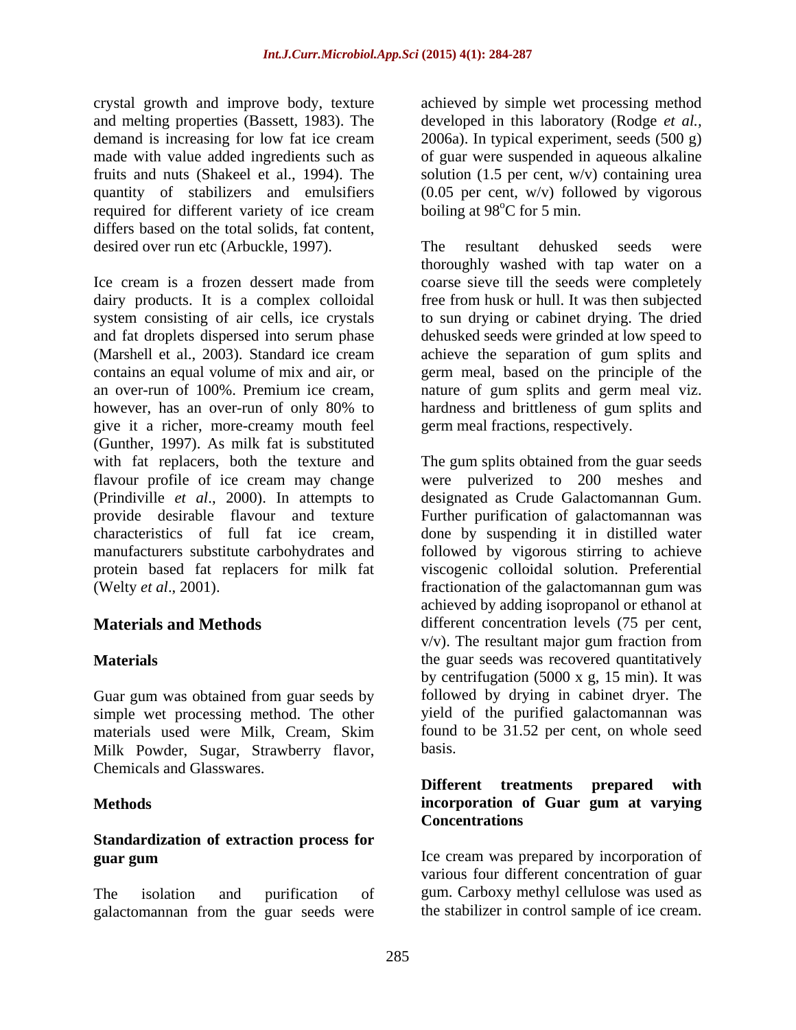crystal growth and improve body, texture and melting properties (Bassett, 1983). The demand is increasing for low fat ice cream made with value added ingredients such as fruits and nuts (Shakeel et al., 1994). The quantity of stabilizers and emulsifiers required for different variety of ice cream differs based on the total solids, fat content, desired over run etc (Arbuckle, 1997).

Ice cream is a frozen dessert made from dairy products. It is a complex colloidal system consisting of air cells, ice crystals and fat droplets dispersed into serum phase (Marshell et al., 2003). Standard ice cream contains an equal volume of mix and air, or an over-run of 100%. Premium ice cream, however, has an over-run of only 80% to give it a richer, more-creamy mouth feel (Gunther, 1997). As milk fat is substituted with fat replacers, both the texture and flavour profile of ice cream may change (Prindiville *et al*., 2000). In attempts to provide desirable flavour and texture characteristics of full fat ice cream, manufacturers substitute carbohydrates and protein based fat replacers for milk fat (Welty *et al*., 2001).

## Materials and Methods

### Materials

Guar gum was obtained from guar seeds by simple wet processing method. The other materials used were Milk, Cream, Skim Milk Powder, Sugar, Strawberry flavor, Chemicals and Glasswares.

### Methods

#### Standardization of extraction process for guar gum

The isolation and purification of galactomannan from the guar seeds were achieved by simple wet processing method developed in this laboratory (Rodge *et al.*, 2006a). In typical experiment, seeds (500 g) of guar were suspended in aqueous alkaline solution (1.5 per cent, w/v) containing urea (0.05 per cent, w/v) followed by vigorous boiling at 98$^{o}$C for 5 min.

The resultant dehusked seeds were thoroughly washed with tap water on a coarse sieve till the seeds were completely free from husk or hull. It was then subjected to sun drying or cabinet drying. The dried dehusked seeds were grinded at low speed to achieve the separation of gum splits and germ meal, based on the principle of the nature of gum splits and germ meal viz. hardness and brittleness of gum splits and germ meal fractions, respectively.

The gum splits obtained from the guar seeds were pulverized to 200 meshes and designated as Crude Galactomannan Gum. Further purification of galactomannan was done by suspending it in distilled water followed by vigorous stirring to achieve viscogenic colloidal solution. Preferential fractionation of the galactomannan gum was achieved by adding isopropanol or ethanol at different concentration levels (75 per cent, v/v). The resultant major gum fraction from the guar seeds was recovered quantitatively by centrifugation (5000 x g, 15 min). It was followed by drying in cabinet dryer. The yield of the purified galactomannan was found to be 31.52 per cent, on whole seed basis.

#### Different treatments prepared with incorporation of Guar gum at varying Concentrations

Ice cream was prepared by incorporation of various four different concentration of guar gum. Carboxy methyl cellulose was used as the stabilizer in control sample of ice cream.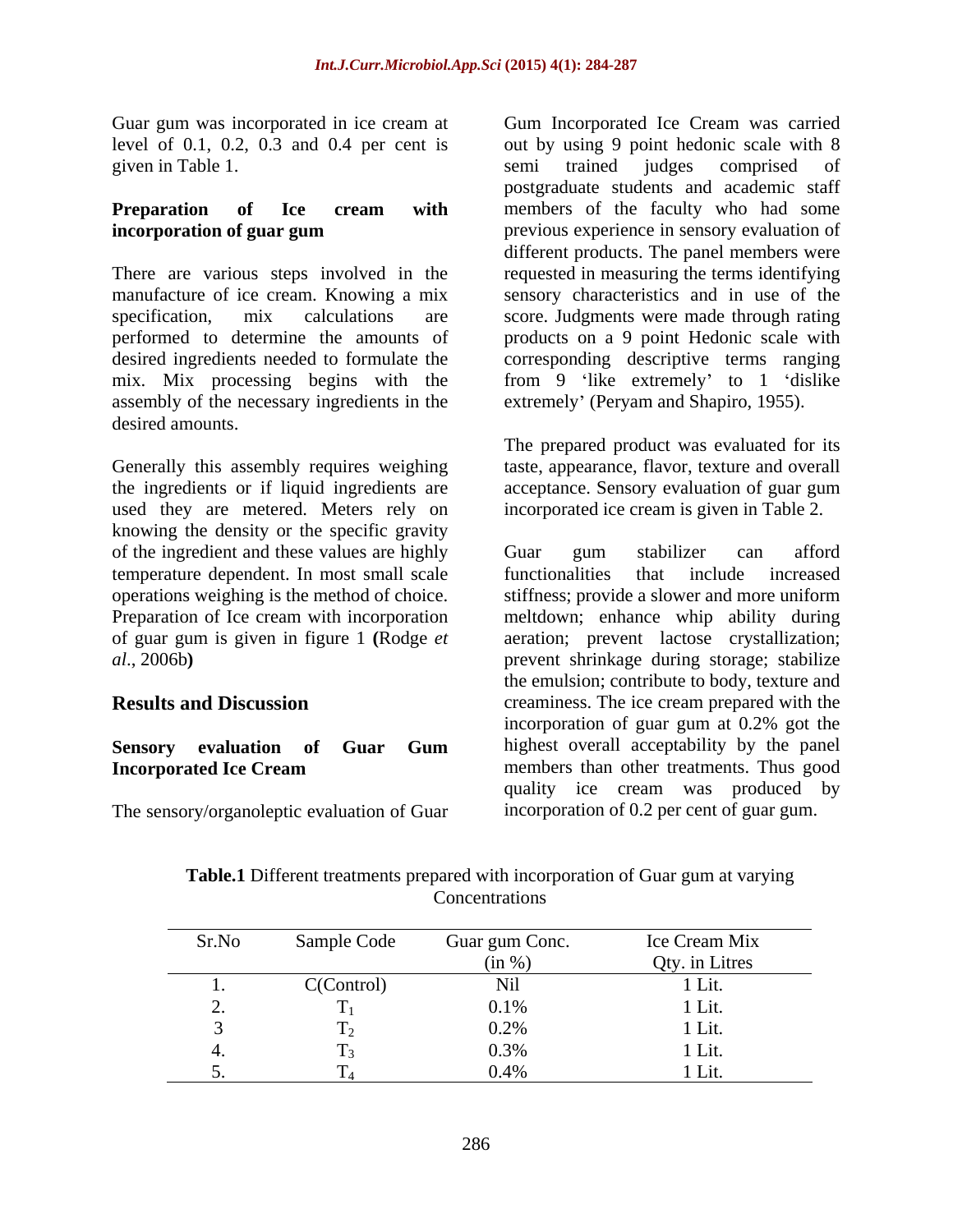Guar gum was incorporated in ice cream at level of 0.1, 0.2, 0.3 and 0.4 per cent is given in Table 1.

### Preparation of Ice cream with incorporation of guar gum

There are various steps involved in the manufacture of ice cream. Knowing a mix specification, mix calculations are performed to determine the amounts of desired ingredients needed to formulate the mix. Mix processing begins with the assembly of the necessary ingredients in the desired amounts.

Generally this assembly requires weighing the ingredients or if liquid ingredients are used they are metered. Meters rely on knowing the density or the specific gravity of the ingredient and these values are highly temperature dependent. In most small scale operations weighing is the method of choice. Preparation of Ice cream with incorporation of guar gum is given in figure 1 **(**Rodge *et al*., 2006b**)**

## Results and Discussion

### Sensory evaluation of Guar Gum Incorporated Ice Cream

The sensory/organoleptic evaluation of Guar Gum Incorporated Ice Cream was carried out by using 9 point hedonic scale with 8 semi trained judges comprised of postgraduate students and academic staff members of the faculty who had some previous experience in sensory evaluation of different products. The panel members were requested in measuring the terms identifying sensory characteristics and in use of the score. Judgments were made through rating products on a 9 point Hedonic scale with corresponding descriptive terms ranging from 9 'like extremely' to 1 'dislike extremely' (Peryam and Shapiro, 1955).

The prepared product was evaluated for its taste, appearance, flavor, texture and overall acceptance. Sensory evaluation of guar gum incorporated ice cream is given in Table 2.

Guar gum stabilizer can afford functionalities that include increased stiffness; provide a slower and more uniform meltdown; enhance whip ability during aeration; prevent lactose crystallization; prevent shrinkage during storage; stabilize the emulsion; contribute to body, texture and creaminess. The ice cream prepared with the incorporation of guar gum at 0.2% got the highest overall acceptability by the panel members than other treatments. Thus good quality ice cream was produced by incorporation of 0.2 per cent of guar gum.

**Table.1** Different treatments prepared with incorporation of Guar gum at varying Concentrations

| Sr.No | Sample Code | Guar gum Conc. (in %) | Ice Cream Mix Qty. in Litres |
|---|---|---|---|
| 1. | C(Control) | Nil | 1 Lit. |
| 2. | $T_1$ | 0.1% | 1 Lit. |
| 3 | $T_2$ | 0.2% | 1 Lit. |
| 4. | $T_3$ | 0.3% | 1 Lit. |
| 5. | $T_4$ | 0.4% | 1 Lit. |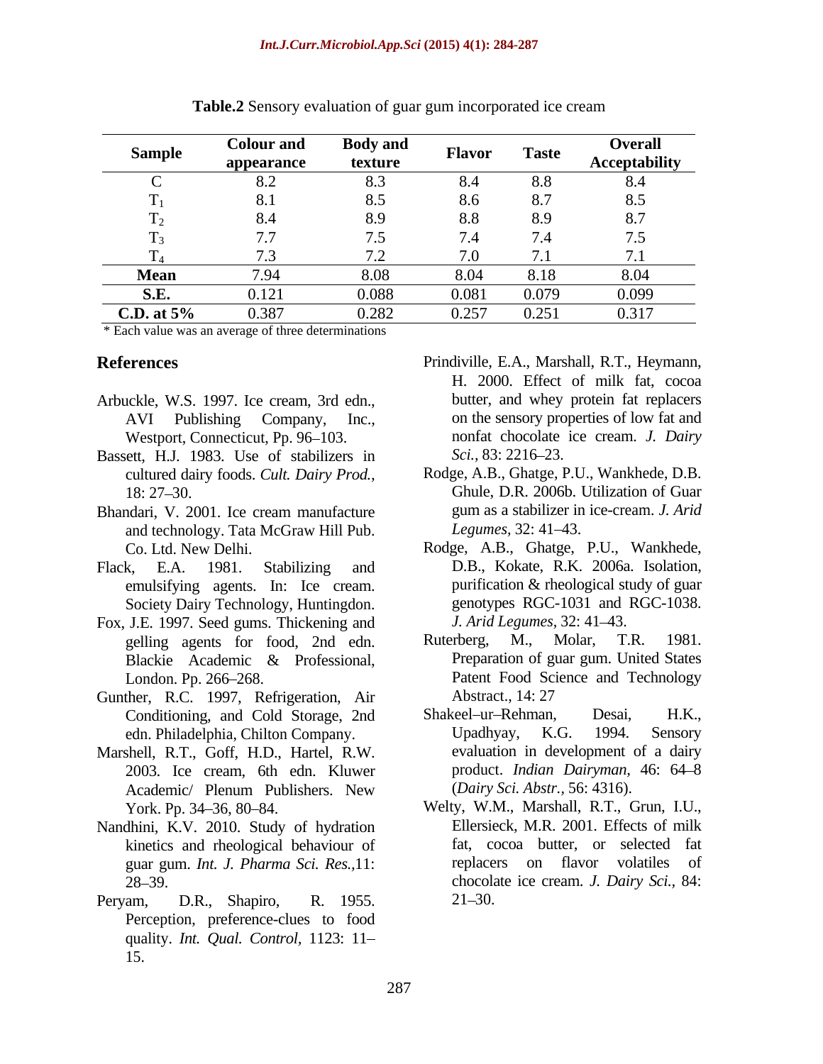**Table.2** Sensory evaluation of guar gum incorporated ice cream

| Sample | Colour and appearance | Body and texture | Flavor | Taste | Overall Acceptability |
|---|---|---|---|---|---|
| C | 8.2 | 8.3 | 8.4 | 8.8 | 8.4 |
| $T_1$ | 8.1 | 8.5 | 8.6 | 8.7 | 8.5 |
| $T_2$ | 8.4 | 8.9 | 8.8 | 8.9 | 8.7 |
| $T_3$ | 7.7 | 7.5 | 7.4 | 7.4 | 7.5 |
| $T_4$ | 7.3 | 7.2 | 7.0 | 7.1 | 7.1 |
| **Mean** | 7.94 | 8.08 | 8.04 | 8.18 | 8.04 |
| **S.E.** | 0.121 | 0.088 | 0.081 | 0.079 | 0.099 |
| **C.D. at 5%** | 0.387 | 0.282 | 0.257 | 0.251 | 0.317 |

* Each value was an average of three determinations

## References

Arbuckle, W.S. 1997. Ice cream, 3rd edn., AVI Publishing Company, Inc., Westport, Connecticut, Pp. 96–103.

Bassett, H.J. 1983. Use of stabilizers in cultured dairy foods. *Cult. Dairy Prod.,* 18: 27–30.

Bhandari, V. 2001. Ice cream manufacture and technology. Tata McGraw Hill Pub. Co. Ltd. New Delhi.

Flack, E.A. 1981. Stabilizing and emulsifying agents. In: Ice cream. Society Dairy Technology, Huntingdon.

Fox, J.E. 1997. Seed gums. Thickening and gelling agents for food, 2nd edn. Blackie Academic & Professional, London. Pp. 266–268.

Gunther, R.C. 1997, Refrigeration, Air Conditioning, and Cold Storage, 2nd edn. Philadelphia, Chilton Company.

Marshell, R.T., Goff, H.D., Hartel, R.W. 2003. Ice cream, 6th edn. Kluwer Academic/ Plenum Publishers. New York. Pp. 34–36, 80–84.

Nandhini, K.V. 2010. Study of hydration kinetics and rheological behaviour of guar gum. *Int. J. Pharma Sci. Res.,*11: 28–39.

Peryam, D.R., Shapiro, R. 1955. Perception, preference-clues to food quality. *Int. Qual. Control,* 1123: 11–15.

Prindiville, E.A., Marshall, R.T., Heymann, H. 2000. Effect of milk fat, cocoa butter, and whey protein fat replacers on the sensory properties of low fat and nonfat chocolate ice cream. *J. Dairy Sci.,* 83: 2216–23.

Rodge, A.B., Ghatge, P.U., Wankhede, D.B. Ghule, D.R. 2006b. Utilization of Guar gum as a stabilizer in ice-cream. *J. Arid Legumes,* 32: 41–43.

Rodge, A.B., Ghatge, P.U., Wankhede, D.B., Kokate, R.K. 2006a. Isolation, purification & rheological study of guar genotypes RGC-1031 and RGC-1038. *J. Arid Legumes,* 32: 41–43.

Ruterberg, M., Molar, T.R. 1981. Preparation of guar gum. United States Patent Food Science and Technology Abstract., 14: 27

Shakeel–ur–Rehman, Desai, H.K., Upadhyay, K.G. 1994. Sensory evaluation in development of a dairy product. *Indian Dairyman,* 46: 64–8 (*Dairy Sci. Abstr.,* 56: 4316).

Welty, W.M., Marshall, R.T., Grun, I.U., Ellersieck, M.R. 2001. Effects of milk fat, cocoa butter, or selected fat replacers on flavor volatiles of chocolate ice cream. *J. Dairy Sci.,* 84: 21–30.